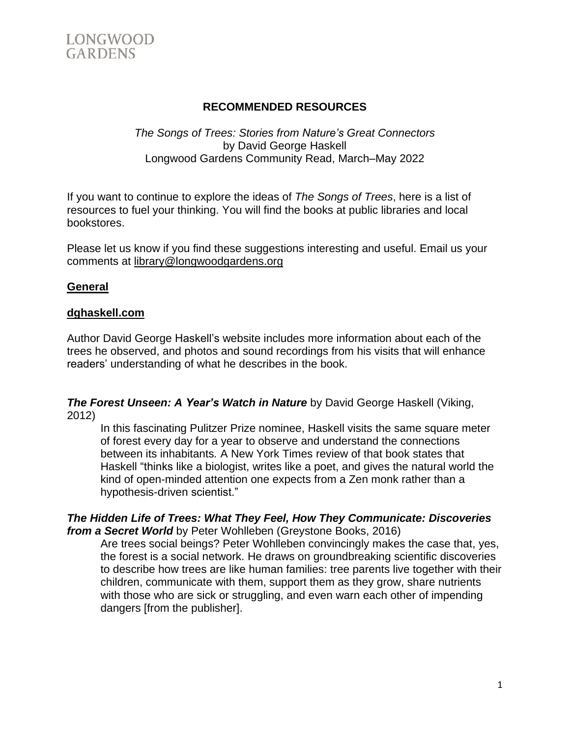LONGWOOD GARDENS

## RECOMMENDED RESOURCES

*The Songs of Trees: Stories from Nature's Great Connectors*
by David George Haskell
Longwood Gardens Community Read, March–May 2022

If you want to continue to explore the ideas of *The Songs of Trees*, here is a list of resources to fuel your thinking. You will find the books at public libraries and local bookstores.

Please let us know if you find these suggestions interesting and useful. Email us your comments at library@longwoodgardens.org

### General

**dghaskell.com**

Author David George Haskell's website includes more information about each of the trees he observed, and photos and sound recordings from his visits that will enhance readers' understanding of what he describes in the book.

***The Forest Unseen: A Year's Watch in Nature*** by David George Haskell (Viking, 2012)

In this fascinating Pulitzer Prize nominee, Haskell visits the same square meter of forest every day for a year to observe and understand the connections between its inhabitants. A New York Times review of that book states that Haskell "thinks like a biologist, writes like a poet, and gives the natural world the kind of open-minded attention one expects from a Zen monk rather than a hypothesis-driven scientist."

***The Hidden Life of Trees: What They Feel, How They Communicate: Discoveries from a Secret World*** by Peter Wohlleben (Greystone Books, 2016)

Are trees social beings? Peter Wohlleben convincingly makes the case that, yes, the forest is a social network. He draws on groundbreaking scientific discoveries to describe how trees are like human families: tree parents live together with their children, communicate with them, support them as they grow, share nutrients with those who are sick or struggling, and even warn each other of impending dangers [from the publisher].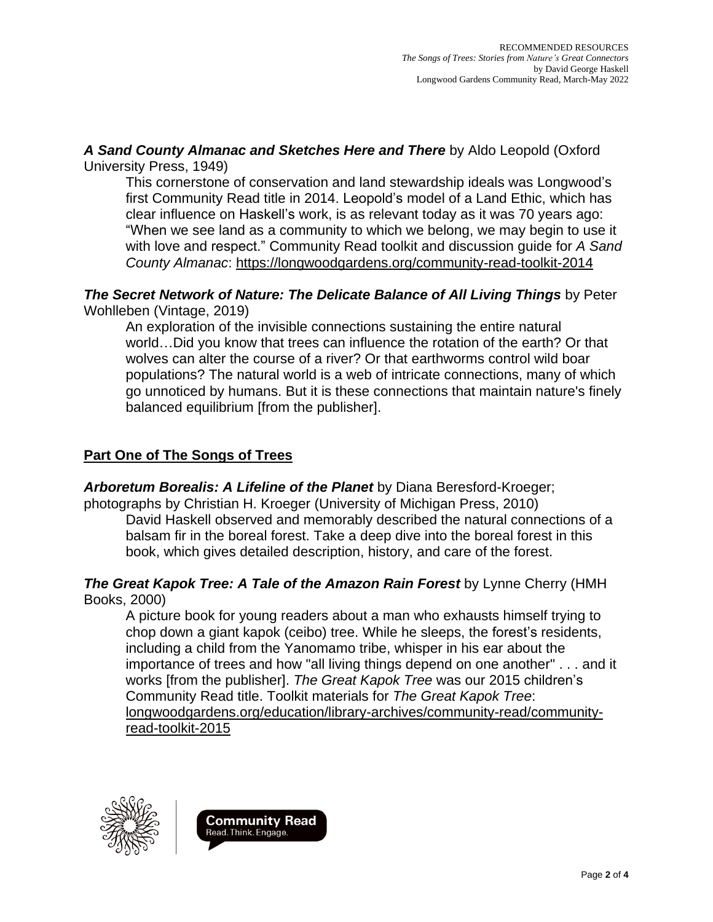***A Sand County Almanac and Sketches Here and There*** by Aldo Leopold (Oxford University Press, 1949)

This cornerstone of conservation and land stewardship ideals was Longwood's first Community Read title in 2014. Leopold's model of a Land Ethic, which has clear influence on Haskell's work, is as relevant today as it was 70 years ago: "When we see land as a community to which we belong, we may begin to use it with love and respect." Community Read toolkit and discussion guide for *A Sand County Almanac*: https://longwoodgardens.org/community-read-toolkit-2014

***The Secret Network of Nature: The Delicate Balance of All Living Things*** by Peter Wohlleben (Vintage, 2019)

An exploration of the invisible connections sustaining the entire natural world…Did you know that trees can influence the rotation of the earth? Or that wolves can alter the course of a river? Or that earthworms control wild boar populations? The natural world is a web of intricate connections, many of which go unnoticed by humans. But it is these connections that maintain nature's finely balanced equilibrium [from the publisher].

## Part One of The Songs of Trees

***Arboretum Borealis: A Lifeline of the Planet*** by Diana Beresford-Kroeger; photographs by Christian H. Kroeger (University of Michigan Press, 2010)

David Haskell observed and memorably described the natural connections of a balsam fir in the boreal forest. Take a deep dive into the boreal forest in this book, which gives detailed description, history, and care of the forest.

***The Great Kapok Tree: A Tale of the Amazon Rain Forest*** by Lynne Cherry (HMH Books, 2000)

A picture book for young readers about a man who exhausts himself trying to chop down a giant kapok (ceibo) tree. While he sleeps, the forest's residents, including a child from the Yanomamo tribe, whisper in his ear about the importance of trees and how "all living things depend on one another" . . . and it works [from the publisher]. *The Great Kapok Tree* was our 2015 children's Community Read title. Toolkit materials for *The Great Kapok Tree*: longwoodgardens.org/education/library-archives/community-read/community-read-toolkit-2015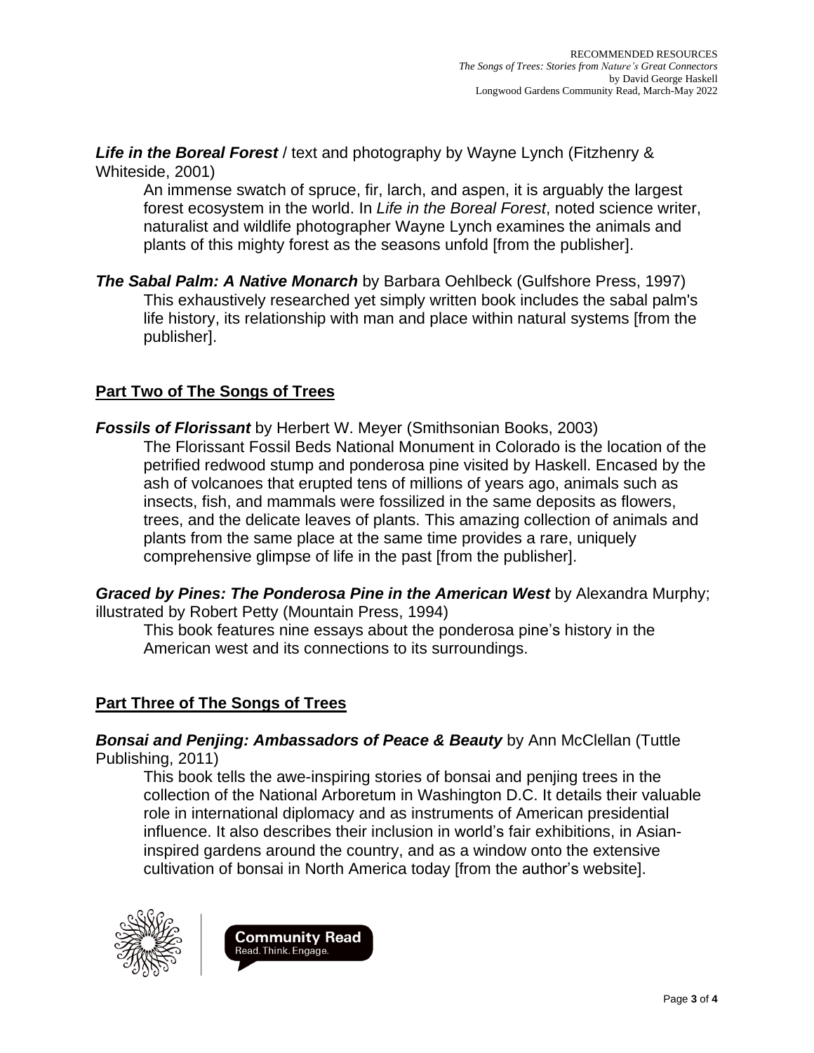***Life in the Boreal Forest*** / text and photography by Wayne Lynch (Fitzhenry & Whiteside, 2001)

An immense swatch of spruce, fir, larch, and aspen, it is arguably the largest forest ecosystem in the world. In *Life in the Boreal Forest*, noted science writer, naturalist and wildlife photographer Wayne Lynch examines the animals and plants of this mighty forest as the seasons unfold [from the publisher].

***The Sabal Palm: A Native Monarch*** by Barbara Oehlbeck (Gulfshore Press, 1997)

This exhaustively researched yet simply written book includes the sabal palm's life history, its relationship with man and place within natural systems [from the publisher].

## Part Two of The Songs of Trees

***Fossils of Florissant*** by Herbert W. Meyer (Smithsonian Books, 2003)

The Florissant Fossil Beds National Monument in Colorado is the location of the petrified redwood stump and ponderosa pine visited by Haskell. Encased by the ash of volcanoes that erupted tens of millions of years ago, animals such as insects, fish, and mammals were fossilized in the same deposits as flowers, trees, and the delicate leaves of plants. This amazing collection of animals and plants from the same place at the same time provides a rare, uniquely comprehensive glimpse of life in the past [from the publisher].

***Graced by Pines: The Ponderosa Pine in the American West*** by Alexandra Murphy; illustrated by Robert Petty (Mountain Press, 1994)

This book features nine essays about the ponderosa pine's history in the American west and its connections to its surroundings.

## Part Three of The Songs of Trees

***Bonsai and Penjing: Ambassadors of Peace & Beauty*** by Ann McClellan (Tuttle Publishing, 2011)

This book tells the awe-inspiring stories of bonsai and penjing trees in the collection of the National Arboretum in Washington D.C. It details their valuable role in international diplomacy and as instruments of American presidential influence. It also describes their inclusion in world's fair exhibitions, in Asian-inspired gardens around the country, and as a window onto the extensive cultivation of bonsai in North America today [from the author's website].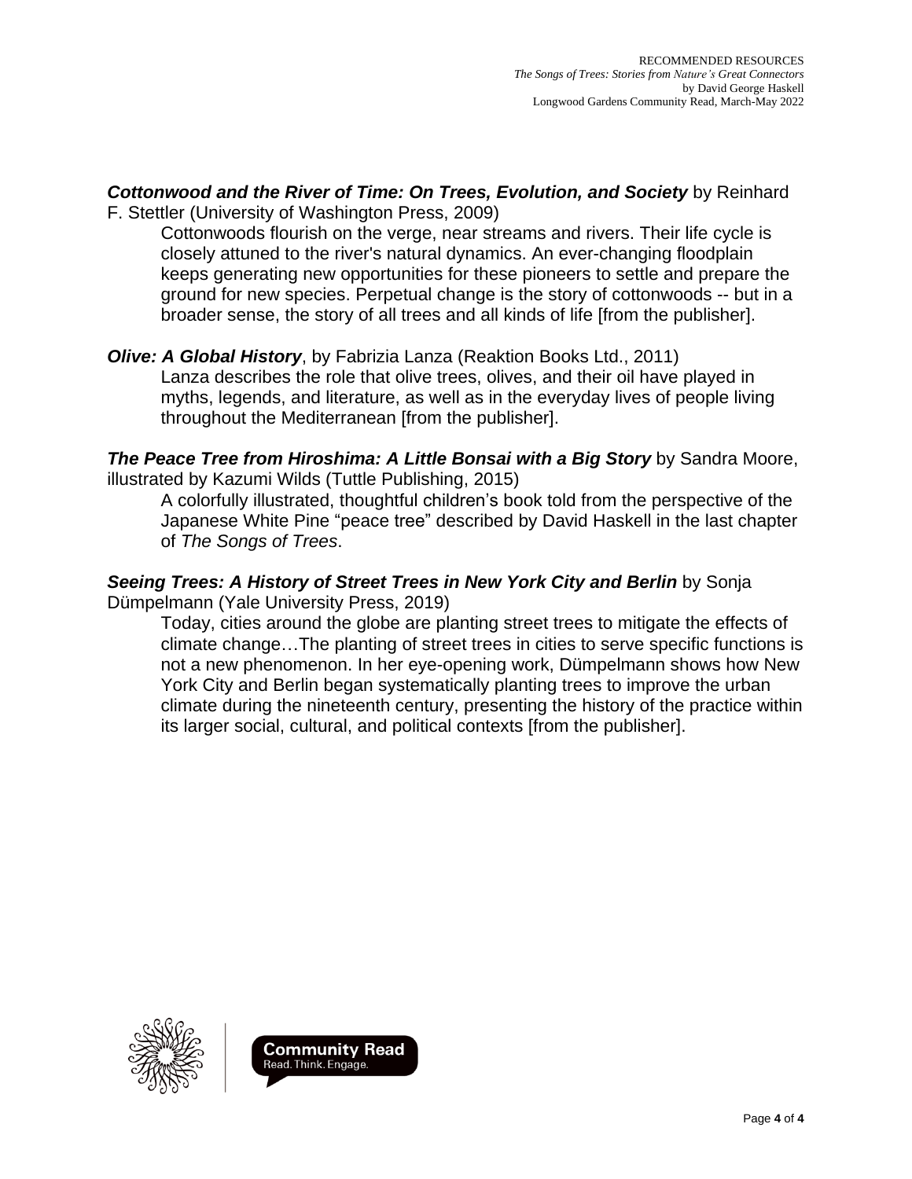***Cottonwood and the River of Time: On Trees, Evolution, and Society*** by Reinhard F. Stettler (University of Washington Press, 2009)

Cottonwoods flourish on the verge, near streams and rivers. Their life cycle is closely attuned to the river's natural dynamics. An ever-changing floodplain keeps generating new opportunities for these pioneers to settle and prepare the ground for new species. Perpetual change is the story of cottonwoods -- but in a broader sense, the story of all trees and all kinds of life [from the publisher].

***Olive: A Global History***, by Fabrizia Lanza (Reaktion Books Ltd., 2011)

Lanza describes the role that olive trees, olives, and their oil have played in myths, legends, and literature, as well as in the everyday lives of people living throughout the Mediterranean [from the publisher].

***The Peace Tree from Hiroshima: A Little Bonsai with a Big Story*** by Sandra Moore, illustrated by Kazumi Wilds (Tuttle Publishing, 2015)

A colorfully illustrated, thoughtful children's book told from the perspective of the Japanese White Pine "peace tree" described by David Haskell in the last chapter of *The Songs of Trees*.

***Seeing Trees: A History of Street Trees in New York City and Berlin*** by Sonja Dümpelmann (Yale University Press, 2019)

Today, cities around the globe are planting street trees to mitigate the effects of climate change…The planting of street trees in cities to serve specific functions is not a new phenomenon. In her eye-opening work, Dümpelmann shows how New York City and Berlin began systematically planting trees to improve the urban climate during the nineteenth century, presenting the history of the practice within its larger social, cultural, and political contexts [from the publisher].

Community Read
Read. Think. Engage.